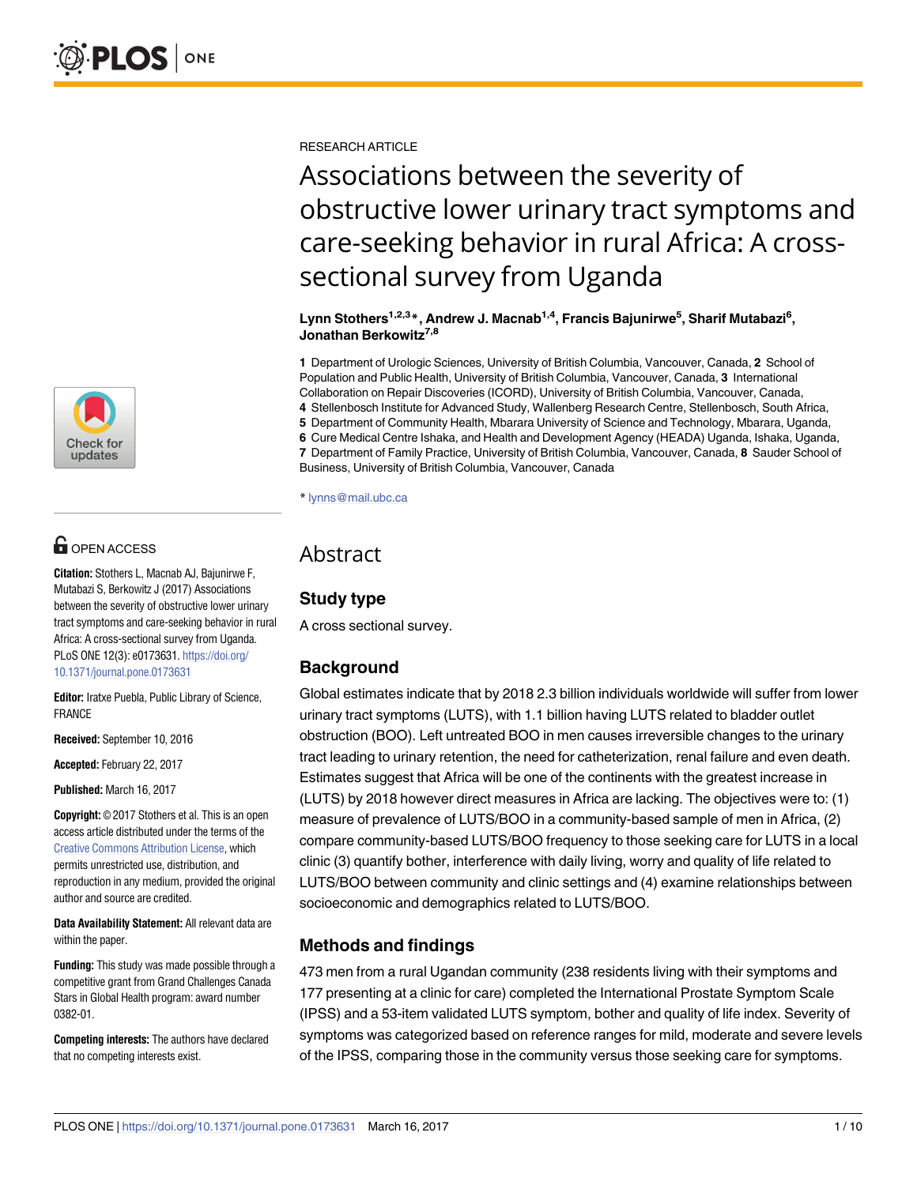RESEARCH ARTICLE

# Associations between the severity of obstructive lower urinary tract symptoms and care-seeking behavior in rural Africa: A cross-sectional survey from Uganda

**Lynn Stothers[1,2,3]*, Andrew J. Macnab[1,4], Francis Bajunirwe[5], Sharif Mutabazi[6], Jonathan Berkowitz[7,8]**

**1** Department of Urologic Sciences, University of British Columbia, Vancouver, Canada, **2** School of Population and Public Health, University of British Columbia, Vancouver, Canada, **3** International Collaboration on Repair Discoveries (ICORD), University of British Columbia, Vancouver, Canada, **4** Stellenbosch Institute for Advanced Study, Wallenberg Research Centre, Stellenbosch, South Africa, **5** Department of Community Health, Mbarara University of Science and Technology, Mbarara, Uganda, **6** Cure Medical Centre Ishaka, and Health and Development Agency (HEADA) Uganda, Ishaka, Uganda, **7** Department of Family Practice, University of British Columbia, Vancouver, Canada, **8** Sauder School of Business, University of British Columbia, Vancouver, Canada

* lynns@mail.ubc.ca

OPEN ACCESS

**Citation:** Stothers L, Macnab AJ, Bajunirwe F, Mutabazi S, Berkowitz J (2017) Associations between the severity of obstructive lower urinary tract symptoms and care-seeking behavior in rural Africa: A cross-sectional survey from Uganda. PLoS ONE 12(3): e0173631. https://doi.org/10.1371/journal.pone.0173631

**Editor:** Iratxe Puebla, Public Library of Science, FRANCE

**Received:** September 10, 2016

**Accepted:** February 22, 2017

**Published:** March 16, 2017

**Copyright:** © 2017 Stothers et al. This is an open access article distributed under the terms of the Creative Commons Attribution License, which permits unrestricted use, distribution, and reproduction in any medium, provided the original author and source are credited.

**Data Availability Statement:** All relevant data are within the paper.

**Funding:** This study was made possible through a competitive grant from Grand Challenges Canada Stars in Global Health program: award number 0382-01.

**Competing interests:** The authors have declared that no competing interests exist.

## Abstract

### Study type

A cross sectional survey.

### Background

Global estimates indicate that by 2018 2.3 billion individuals worldwide will suffer from lower urinary tract symptoms (LUTS), with 1.1 billion having LUTS related to bladder outlet obstruction (BOO). Left untreated BOO in men causes irreversible changes to the urinary tract leading to urinary retention, the need for catheterization, renal failure and even death. Estimates suggest that Africa will be one of the continents with the greatest increase in (LUTS) by 2018 however direct measures in Africa are lacking. The objectives were to: (1) measure of prevalence of LUTS/BOO in a community-based sample of men in Africa, (2) compare community-based LUTS/BOO frequency to those seeking care for LUTS in a local clinic (3) quantify bother, interference with daily living, worry and quality of life related to LUTS/BOO between community and clinic settings and (4) examine relationships between socioeconomic and demographics related to LUTS/BOO.

### Methods and findings

473 men from a rural Ugandan community (238 residents living with their symptoms and 177 presenting at a clinic for care) completed the International Prostate Symptom Scale (IPSS) and a 53-item validated LUTS symptom, bother and quality of life index. Severity of symptoms was categorized based on reference ranges for mild, moderate and severe levels of the IPSS, comparing those in the community versus those seeking care for symptoms.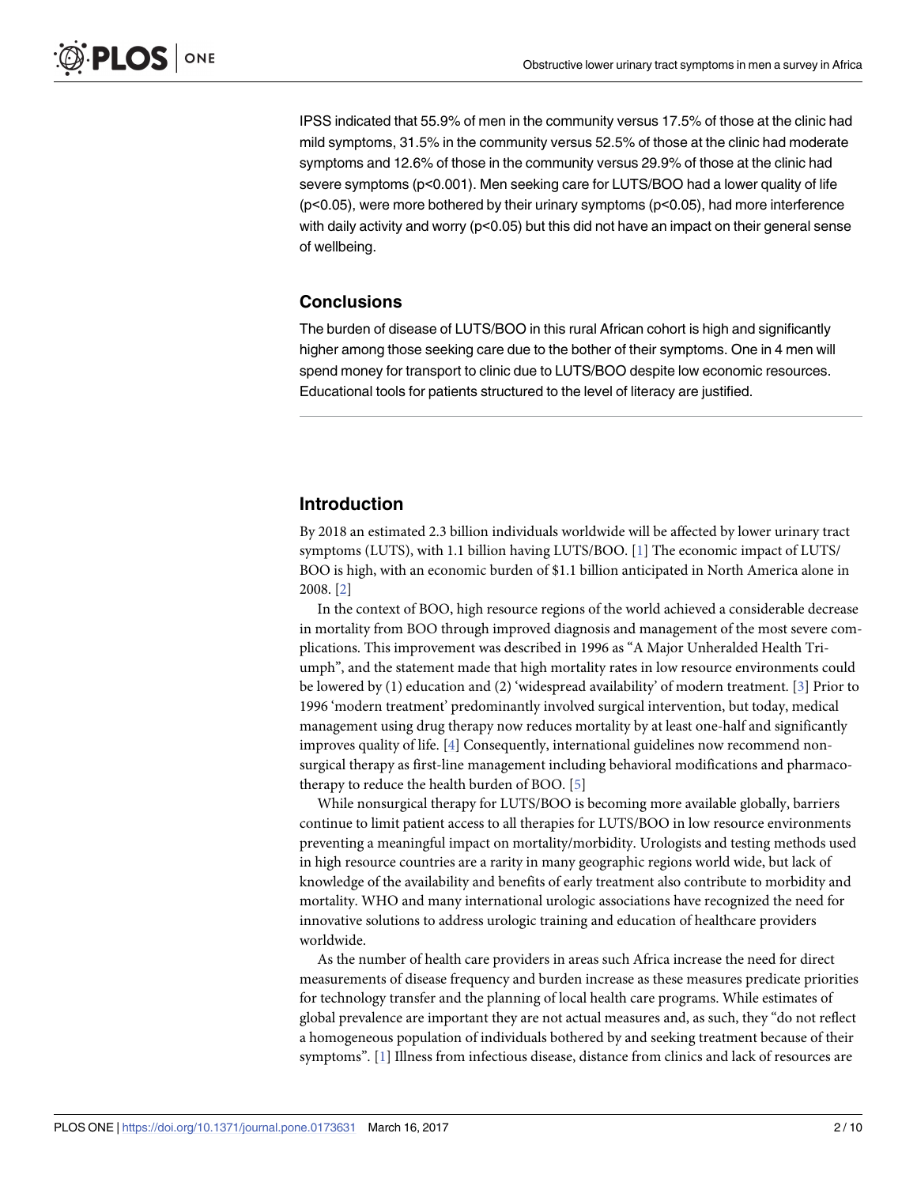IPSS indicated that 55.9% of men in the community versus 17.5% of those at the clinic had mild symptoms, 31.5% in the community versus 52.5% of those at the clinic had moderate symptoms and 12.6% of those in the community versus 29.9% of those at the clinic had severe symptoms ($p<0.001$). Men seeking care for LUTS/BOO had a lower quality of life ($p<0.05$), were more bothered by their urinary symptoms ($p<0.05$), had more interference with daily activity and worry ($p<0.05$) but this did not have an impact on their general sense of wellbeing.

### Conclusions

The burden of disease of LUTS/BOO in this rural African cohort is high and significantly higher among those seeking care due to the bother of their symptoms. One in 4 men will spend money for transport to clinic due to LUTS/BOO despite low economic resources. Educational tools for patients structured to the level of literacy are justified.

## Introduction

By 2018 an estimated 2.3 billion individuals worldwide will be affected by lower urinary tract symptoms (LUTS), with 1.1 billion having LUTS/BOO. [1] The economic impact of LUTS/BOO is high, with an economic burden of $1.1 billion anticipated in North America alone in 2008. [2]

In the context of BOO, high resource regions of the world achieved a considerable decrease in mortality from BOO through improved diagnosis and management of the most severe complications. This improvement was described in 1996 as "A Major Unheralded Health Triumph", and the statement made that high mortality rates in low resource environments could be lowered by (1) education and (2) 'widespread availability' of modern treatment. [3] Prior to 1996 'modern treatment' predominantly involved surgical intervention, but today, medical management using drug therapy now reduces mortality by at least one-half and significantly improves quality of life. [4] Consequently, international guidelines now recommend non-surgical therapy as first-line management including behavioral modifications and pharmacotherapy to reduce the health burden of BOO. [5]

While nonsurgical therapy for LUTS/BOO is becoming more available globally, barriers continue to limit patient access to all therapies for LUTS/BOO in low resource environments preventing a meaningful impact on mortality/morbidity. Urologists and testing methods used in high resource countries are a rarity in many geographic regions world wide, but lack of knowledge of the availability and benefits of early treatment also contribute to morbidity and mortality. WHO and many international urologic associations have recognized the need for innovative solutions to address urologic training and education of healthcare providers worldwide.

As the number of health care providers in areas such Africa increase the need for direct measurements of disease frequency and burden increase as these measures predicate priorities for technology transfer and the planning of local health care programs. While estimates of global prevalence are important they are not actual measures and, as such, they "do not reflect a homogeneous population of individuals bothered by and seeking treatment because of their symptoms". [1] Illness from infectious disease, distance from clinics and lack of resources are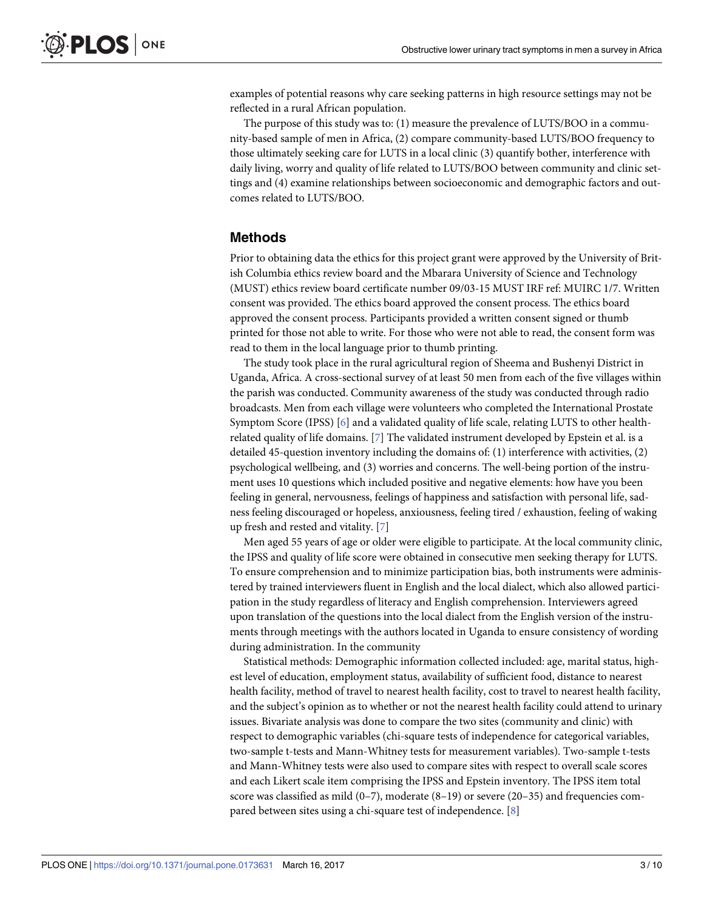examples of potential reasons why care seeking patterns in high resource settings may not be reflected in a rural African population.

The purpose of this study was to: (1) measure the prevalence of LUTS/BOO in a community-based sample of men in Africa, (2) compare community-based LUTS/BOO frequency to those ultimately seeking care for LUTS in a local clinic (3) quantify bother, interference with daily living, worry and quality of life related to LUTS/BOO between community and clinic settings and (4) examine relationships between socioeconomic and demographic factors and outcomes related to LUTS/BOO.

## Methods

Prior to obtaining data the ethics for this project grant were approved by the University of British Columbia ethics review board and the Mbarara University of Science and Technology (MUST) ethics review board certificate number 09/03-15 MUST IRF ref: MUIRC 1/7. Written consent was provided. The ethics board approved the consent process. The ethics board approved the consent process. Participants provided a written consent signed or thumb printed for those not able to write. For those who were not able to read, the consent form was read to them in the local language prior to thumb printing.

The study took place in the rural agricultural region of Sheema and Bushenyi District in Uganda, Africa. A cross-sectional survey of at least 50 men from each of the five villages within the parish was conducted. Community awareness of the study was conducted through radio broadcasts. Men from each village were volunteers who completed the International Prostate Symptom Score (IPSS) [6] and a validated quality of life scale, relating LUTS to other health-related quality of life domains. [7] The validated instrument developed by Epstein et al. is a detailed 45-question inventory including the domains of: (1) interference with activities, (2) psychological wellbeing, and (3) worries and concerns. The well-being portion of the instrument uses 10 questions which included positive and negative elements: how have you been feeling in general, nervousness, feelings of happiness and satisfaction with personal life, sadness feeling discouraged or hopeless, anxiousness, feeling tired / exhaustion, feeling of waking up fresh and rested and vitality. [7]

Men aged 55 years of age or older were eligible to participate. At the local community clinic, the IPSS and quality of life score were obtained in consecutive men seeking therapy for LUTS. To ensure comprehension and to minimize participation bias, both instruments were administered by trained interviewers fluent in English and the local dialect, which also allowed participation in the study regardless of literacy and English comprehension. Interviewers agreed upon translation of the questions into the local dialect from the English version of the instruments through meetings with the authors located in Uganda to ensure consistency of wording during administration. In the community

Statistical methods: Demographic information collected included: age, marital status, highest level of education, employment status, availability of sufficient food, distance to nearest health facility, method of travel to nearest health facility, cost to travel to nearest health facility, and the subject's opinion as to whether or not the nearest health facility could attend to urinary issues. Bivariate analysis was done to compare the two sites (community and clinic) with respect to demographic variables (chi-square tests of independence for categorical variables, two-sample t-tests and Mann-Whitney tests for measurement variables). Two-sample t-tests and Mann-Whitney tests were also used to compare sites with respect to overall scale scores and each Likert scale item comprising the IPSS and Epstein inventory. The IPSS item total score was classified as mild (0–7), moderate (8–19) or severe (20–35) and frequencies compared between sites using a chi-square test of independence. [8]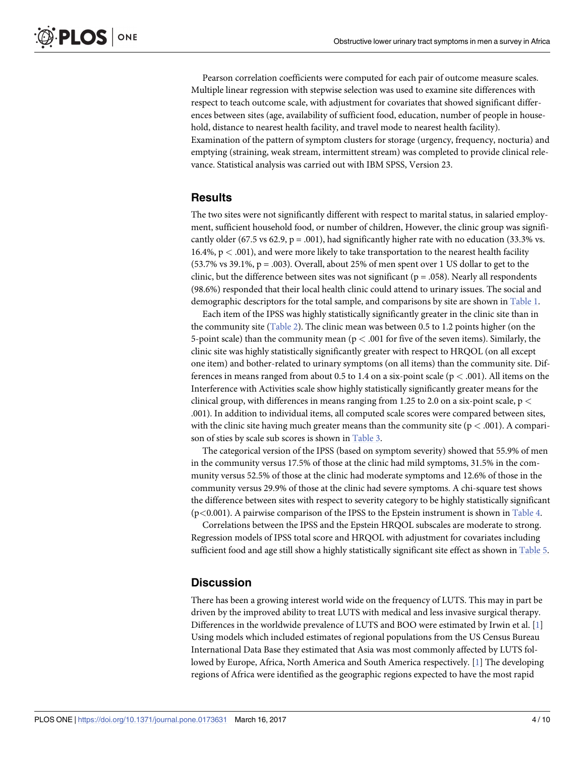Pearson correlation coefficients were computed for each pair of outcome measure scales. Multiple linear regression with stepwise selection was used to examine site differences with respect to teach outcome scale, with adjustment for covariates that showed significant differences between sites (age, availability of sufficient food, education, number of people in household, distance to nearest health facility, and travel mode to nearest health facility). Examination of the pattern of symptom clusters for storage (urgency, frequency, nocturia) and emptying (straining, weak stream, intermittent stream) was completed to provide clinical relevance. Statistical analysis was carried out with IBM SPSS, Version 23.

## Results

The two sites were not significantly different with respect to marital status, in salaried employment, sufficient household food, or number of children, However, the clinic group was significantly older (67.5 vs 62.9, $p = .001$), had significantly higher rate with no education (33.3% vs. 16.4%, $p < .001$), and were more likely to take transportation to the nearest health facility (53.7% vs 39.1%, $p = .003$). Overall, about 25% of men spent over 1 US dollar to get to the clinic, but the difference between sites was not significant ($p = .058$). Nearly all respondents (98.6%) responded that their local health clinic could attend to urinary issues. The social and demographic descriptors for the total sample, and comparisons by site are shown in Table 1.

Each item of the IPSS was highly statistically significantly greater in the clinic site than in the community site (Table 2). The clinic mean was between 0.5 to 1.2 points higher (on the 5-point scale) than the community mean ($p < .001$ for five of the seven items). Similarly, the clinic site was highly statistically significantly greater with respect to HRQOL (on all except one item) and bother-related to urinary symptoms (on all items) than the community site. Differences in means ranged from about 0.5 to 1.4 on a six-point scale ($p < .001$). All items on the Interference with Activities scale show highly statistically significantly greater means for the clinical group, with differences in means ranging from 1.25 to 2.0 on a six-point scale, $p < .001$). In addition to individual items, all computed scale scores were compared between sites, with the clinic site having much greater means than the community site ($p < .001$). A comparison of sties by scale sub scores is shown in Table 3.

The categorical version of the IPSS (based on symptom severity) showed that 55.9% of men in the community versus 17.5% of those at the clinic had mild symptoms, 31.5% in the community versus 52.5% of those at the clinic had moderate symptoms and 12.6% of those in the community versus 29.9% of those at the clinic had severe symptoms. A chi-square test shows the difference between sites with respect to severity category to be highly statistically significant ($p<0.001$). A pairwise comparison of the IPSS to the Epstein instrument is shown in Table 4.

Correlations between the IPSS and the Epstein HRQOL subscales are moderate to strong. Regression models of IPSS total score and HRQOL with adjustment for covariates including sufficient food and age still show a highly statistically significant site effect as shown in Table 5.

## Discussion

There has been a growing interest world wide on the frequency of LUTS. This may in part be driven by the improved ability to treat LUTS with medical and less invasive surgical therapy. Differences in the worldwide prevalence of LUTS and BOO were estimated by Irwin et al. [1] Using models which included estimates of regional populations from the US Census Bureau International Data Base they estimated that Asia was most commonly affected by LUTS followed by Europe, Africa, North America and South America respectively. [1] The developing regions of Africa were identified as the geographic regions expected to have the most rapid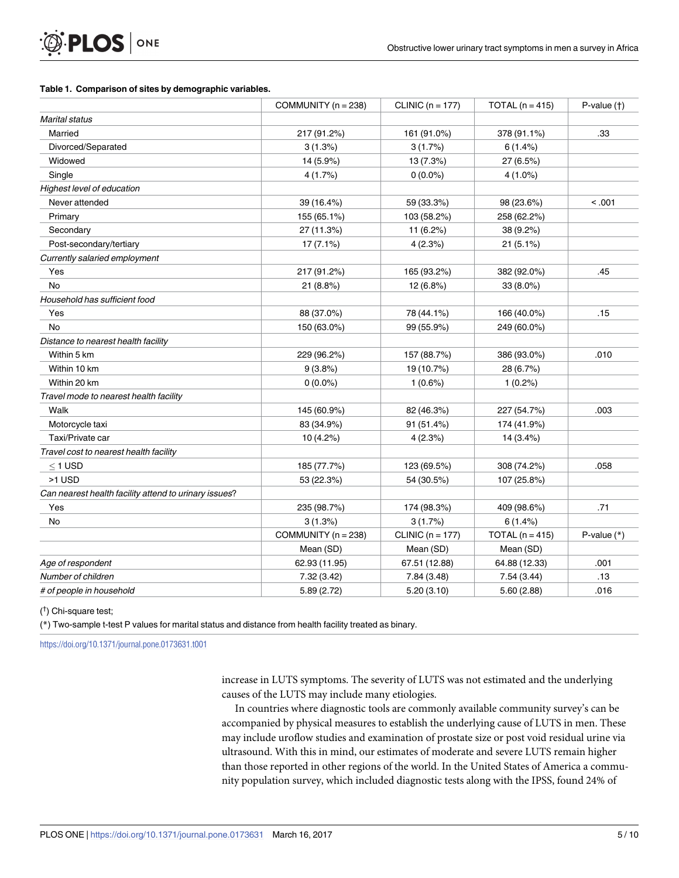**Table 1. Comparison of sites by demographic variables.**

| | COMMUNITY (n = 238) | CLINIC (n = 177) | TOTAL (n = 415) | P-value (†) |
|---|---|---|---|---|
| *Marital status* | | | | |
| Married | 217 (91.2%) | 161 (91.0%) | 378 (91.1%) | .33 |
| Divorced/Separated | 3 (1.3%) | 3 (1.7%) | 6 (1.4%) | |
| Widowed | 14 (5.9%) | 13 (7.3%) | 27 (6.5%) | |
| Single | 4 (1.7%) | 0 (0.0%) | 4 (1.0%) | |
| *Highest level of education* | | | | |
| Never attended | 39 (16.4%) | 59 (33.3%) | 98 (23.6%) | < .001 |
| Primary | 155 (65.1%) | 103 (58.2%) | 258 (62.2%) | |
| Secondary | 27 (11.3%) | 11 (6.2%) | 38 (9.2%) | |
| Post-secondary/tertiary | 17 (7.1%) | 4 (2.3%) | 21 (5.1%) | |
| *Currently salaried employment* | | | | |
| Yes | 217 (91.2%) | 165 (93.2%) | 382 (92.0%) | .45 |
| No | 21 (8.8%) | 12 (6.8%) | 33 (8.0%) | |
| *Household has sufficient food* | | | | |
| Yes | 88 (37.0%) | 78 (44.1%) | 166 (40.0%) | .15 |
| No | 150 (63.0%) | 99 (55.9%) | 249 (60.0%) | |
| *Distance to nearest health facility* | | | | |
| Within 5 km | 229 (96.2%) | 157 (88.7%) | 386 (93.0%) | .010 |
| Within 10 km | 9 (3.8%) | 19 (10.7%) | 28 (6.7%) | |
| Within 20 km | 0 (0.0%) | 1 (0.6%) | 1 (0.2%) | |
| *Travel mode to nearest health facility* | | | | |
| Walk | 145 (60.9%) | 82 (46.3%) | 227 (54.7%) | .003 |
| Motorcycle taxi | 83 (34.9%) | 91 (51.4%) | 174 (41.9%) | |
| Taxi/Private car | 10 (4.2%) | 4 (2.3%) | 14 (3.4%) | |
| *Travel cost to nearest health facility* | | | | |
| ≤ 1 USD | 185 (77.7%) | 123 (69.5%) | 308 (74.2%) | .058 |
| >1 USD | 53 (22.3%) | 54 (30.5%) | 107 (25.8%) | |
| *Can nearest health facility attend to urinary issues?* | | | | |
| Yes | 235 (98.7%) | 174 (98.3%) | 409 (98.6%) | .71 |
| No | 3 (1.3%) | 3 (1.7%) | 6 (1.4%) | |
| | COMMUNITY (n = 238) | CLINIC (n = 177) | TOTAL (n = 415) | P-value (*) |
| | Mean (SD) | Mean (SD) | Mean (SD) | |
| *Age of respondent* | 62.93 (11.95) | 67.51 (12.88) | 64.88 (12.33) | .001 |
| *Number of children* | 7.32 (3.42) | 7.84 (3.48) | 7.54 (3.44) | .13 |
| *# of people in household* | 5.89 (2.72) | 5.20 (3.10) | 5.60 (2.88) | .016 |

(†) Chi-square test;

(*) Two-sample t-test P values for marital status and distance from health facility treated as binary.

https://doi.org/10.1371/journal.pone.0173631.t001

increase in LUTS symptoms. The severity of LUTS was not estimated and the underlying causes of the LUTS may include many etiologies.

In countries where diagnostic tools are commonly available community survey's can be accompanied by physical measures to establish the underlying cause of LUTS in men. These may include uroflow studies and examination of prostate size or post void residual urine via ultrasound. With this in mind, our estimates of moderate and severe LUTS remain higher than those reported in other regions of the world. In the United States of America a community population survey, which included diagnostic tests along with the IPSS, found 24% of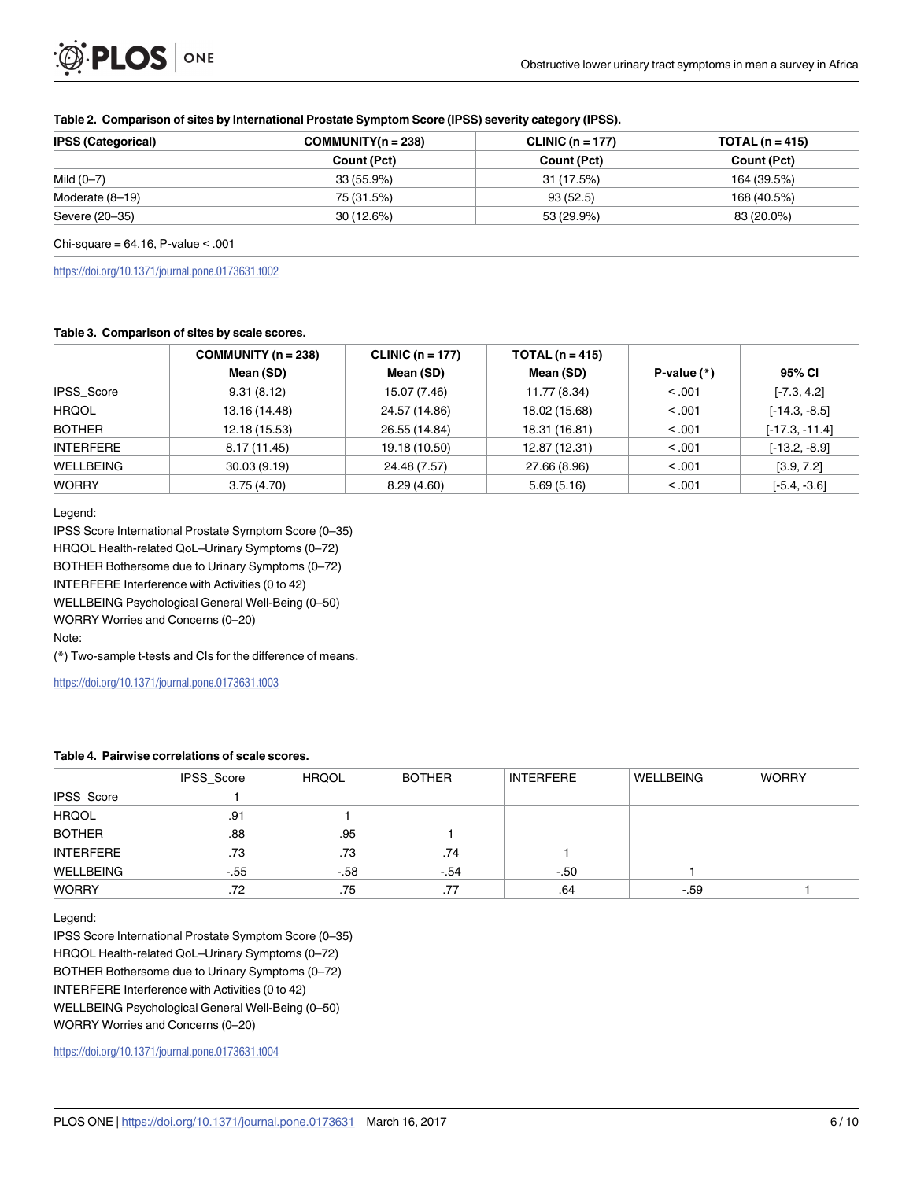**Table 2. Comparison of sites by International Prostate Symptom Score (IPSS) severity category (IPSS).**

| IPSS (Categorical) | COMMUNITY(n = 238) | CLINIC (n = 177) | TOTAL (n = 415) |
|---|---|---|---|
| | Count (Pct) | Count (Pct) | Count (Pct) |
| Mild (0–7) | 33 (55.9%) | 31 (17.5%) | 164 (39.5%) |
| Moderate (8–19) | 75 (31.5%) | 93 (52.5) | 168 (40.5%) |
| Severe (20–35) | 30 (12.6%) | 53 (29.9%) | 83 (20.0%) |

Chi-square = 64.16, P-value < .001

https://doi.org/10.1371/journal.pone.0173631.t002

**Table 3. Comparison of sites by scale scores.**

| | COMMUNITY (n = 238) | CLINIC (n = 177) | TOTAL (n = 415) | | |
|---|---|---|---|---|---|
| | Mean (SD) | Mean (SD) | Mean (SD) | P-value (*) | 95% CI |
| IPSS_Score | 9.31 (8.12) | 15.07 (7.46) | 11.77 (8.34) | < .001 | [-7.3, 4.2] |
| HRQOL | 13.16 (14.48) | 24.57 (14.86) | 18.02 (15.68) | < .001 | [-14.3, -8.5] |
| BOTHER | 12.18 (15.53) | 26.55 (14.84) | 18.31 (16.81) | < .001 | [-17.3, -11.4] |
| INTERFERE | 8.17 (11.45) | 19.18 (10.50) | 12.87 (12.31) | < .001 | [-13.2, -8.9] |
| WELLBEING | 30.03 (9.19) | 24.48 (7.57) | 27.66 (8.96) | < .001 | [3.9, 7.2] |
| WORRY | 3.75 (4.70) | 8.29 (4.60) | 5.69 (5.16) | < .001 | [-5.4, -3.6] |

Legend:
IPSS Score International Prostate Symptom Score (0–35)
HRQOL Health-related QoL–Urinary Symptoms (0–72)
BOTHER Bothersome due to Urinary Symptoms (0–72)
INTERFERE Interference with Activities (0 to 42)
WELLBEING Psychological General Well-Being (0–50)
WORRY Worries and Concerns (0–20)
Note:
(*) Two-sample t-tests and CIs for the difference of means.

https://doi.org/10.1371/journal.pone.0173631.t003

**Table 4. Pairwise correlations of scale scores.**

| | IPSS_Score | HRQOL | BOTHER | INTERFERE | WELLBEING | WORRY |
|---|---|---|---|---|---|---|
| IPSS_Score | 1 | | | | | |
| HRQOL | .91 | 1 | | | | |
| BOTHER | .88 | .95 | 1 | | | |
| INTERFERE | .73 | .73 | .74 | 1 | | |
| WELLBEING | -.55 | -.58 | -.54 | -.50 | 1 | |
| WORRY | .72 | .75 | .77 | .64 | -.59 | 1 |

Legend:
IPSS Score International Prostate Symptom Score (0–35)
HRQOL Health-related QoL–Urinary Symptoms (0–72)
BOTHER Bothersome due to Urinary Symptoms (0–72)
INTERFERE Interference with Activities (0 to 42)
WELLBEING Psychological General Well-Being (0–50)
WORRY Worries and Concerns (0–20)

https://doi.org/10.1371/journal.pone.0173631.t004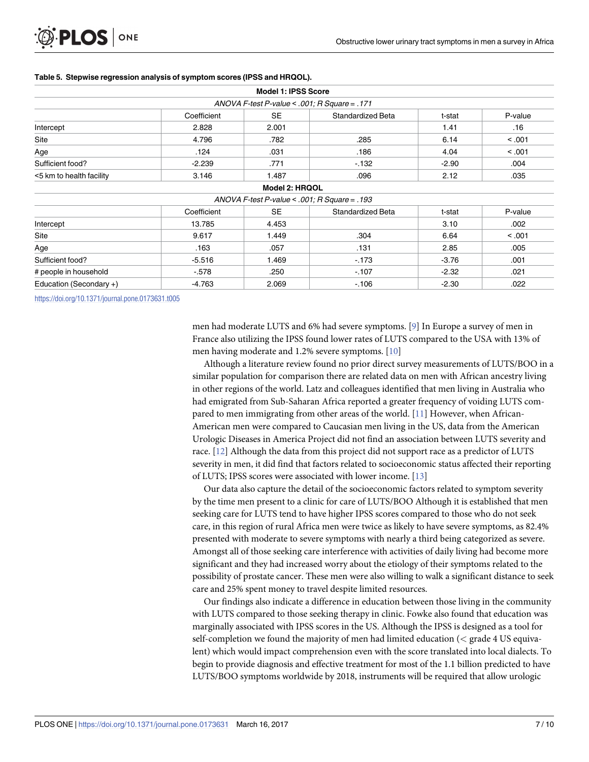**Table 5. Stepwise regression analysis of symptom scores (IPSS and HRQOL).**

| Model 1: IPSS Score | | | | | |
|---|---|---|---|---|---|
| *ANOVA F-test P-value < .001; R Square = .171* | | | | | |
| | Coefficient | SE | Standardized Beta | t-stat | P-value |
| Intercept | 2.828 | 2.001 | | 1.41 | .16 |
| Site | 4.796 | .782 | .285 | 6.14 | < .001 |
| Age | .124 | .031 | .186 | 4.04 | < .001 |
| Sufficient food? | -2.239 | .771 | -.132 | -2.90 | .004 |
| <5 km to health facility | 3.146 | 1.487 | .096 | 2.12 | .035 |
| **Model 2: HRQOL** | | | | | |
| *ANOVA F-test P-value < .001; R Square = .193* | | | | | |
| | Coefficient | SE | Standardized Beta | t-stat | P-value |
| Intercept | 13.785 | 4.453 | | 3.10 | .002 |
| Site | 9.617 | 1.449 | .304 | 6.64 | < .001 |
| Age | .163 | .057 | .131 | 2.85 | .005 |
| Sufficient food? | -5.516 | 1.469 | -.173 | -3.76 | .001 |
| # people in household | -.578 | .250 | -.107 | -2.32 | .021 |
| Education (Secondary +) | -4.763 | 2.069 | -.106 | -2.30 | .022 |

https://doi.org/10.1371/journal.pone.0173631.t005

men had moderate LUTS and 6% had severe symptoms. [9] In Europe a survey of men in France also utilizing the IPSS found lower rates of LUTS compared to the USA with 13% of men having moderate and 1.2% severe symptoms. [10]

Although a literature review found no prior direct survey measurements of LUTS/BOO in a similar population for comparison there are related data on men with African ancestry living in other regions of the world. Latz and colleagues identified that men living in Australia who had emigrated from Sub-Saharan Africa reported a greater frequency of voiding LUTS compared to men immigrating from other areas of the world. [11] However, when African-American men were compared to Caucasian men living in the US, data from the American Urologic Diseases in America Project did not find an association between LUTS severity and race. [12] Although the data from this project did not support race as a predictor of LUTS severity in men, it did find that factors related to socioeconomic status affected their reporting of LUTS; IPSS scores were associated with lower income. [13]

Our data also capture the detail of the socioeconomic factors related to symptom severity by the time men present to a clinic for care of LUTS/BOO Although it is established that men seeking care for LUTS tend to have higher IPSS scores compared to those who do not seek care, in this region of rural Africa men were twice as likely to have severe symptoms, as 82.4% presented with moderate to severe symptoms with nearly a third being categorized as severe. Amongst all of those seeking care interference with activities of daily living had become more significant and they had increased worry about the etiology of their symptoms related to the possibility of prostate cancer. These men were also willing to walk a significant distance to seek care and 25% spent money to travel despite limited resources.

Our findings also indicate a difference in education between those living in the community with LUTS compared to those seeking therapy in clinic. Fowke also found that education was marginally associated with IPSS scores in the US. Although the IPSS is designed as a tool for self-completion we found the majority of men had limited education (< grade 4 US equivalent) which would impact comprehension even with the score translated into local dialects. To begin to provide diagnosis and effective treatment for most of the 1.1 billion predicted to have LUTS/BOO symptoms worldwide by 2018, instruments will be required that allow urologic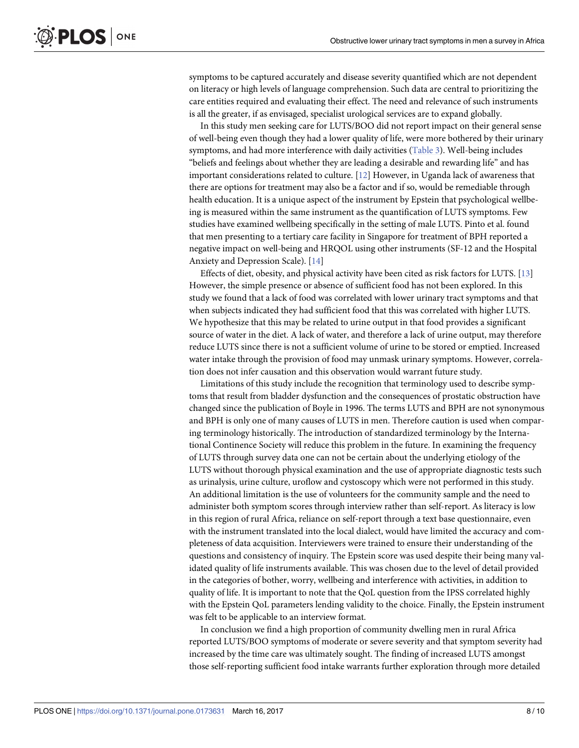symptoms to be captured accurately and disease severity quantified which are not dependent on literacy or high levels of language comprehension. Such data are central to prioritizing the care entities required and evaluating their effect. The need and relevance of such instruments is all the greater, if as envisaged, specialist urological services are to expand globally.

In this study men seeking care for LUTS/BOO did not report impact on their general sense of well-being even though they had a lower quality of life, were more bothered by their urinary symptoms, and had more interference with daily activities (Table 3). Well-being includes "beliefs and feelings about whether they are leading a desirable and rewarding life" and has important considerations related to culture. [12] However, in Uganda lack of awareness that there are options for treatment may also be a factor and if so, would be remediable through health education. It is a unique aspect of the instrument by Epstein that psychological wellbeing is measured within the same instrument as the quantification of LUTS symptoms. Few studies have examined wellbeing specifically in the setting of male LUTS. Pinto et al. found that men presenting to a tertiary care facility in Singapore for treatment of BPH reported a negative impact on well-being and HRQOL using other instruments (SF-12 and the Hospital Anxiety and Depression Scale). [14]

Effects of diet, obesity, and physical activity have been cited as risk factors for LUTS. [13] However, the simple presence or absence of sufficient food has not been explored. In this study we found that a lack of food was correlated with lower urinary tract symptoms and that when subjects indicated they had sufficient food that this was correlated with higher LUTS. We hypothesize that this may be related to urine output in that food provides a significant source of water in the diet. A lack of water, and therefore a lack of urine output, may therefore reduce LUTS since there is not a sufficient volume of urine to be stored or emptied. Increased water intake through the provision of food may unmask urinary symptoms. However, correlation does not infer causation and this observation would warrant future study.

Limitations of this study include the recognition that terminology used to describe symptoms that result from bladder dysfunction and the consequences of prostatic obstruction have changed since the publication of Boyle in 1996. The terms LUTS and BPH are not synonymous and BPH is only one of many causes of LUTS in men. Therefore caution is used when comparing terminology historically. The introduction of standardized terminology by the International Continence Society will reduce this problem in the future. In examining the frequency of LUTS through survey data one can not be certain about the underlying etiology of the LUTS without thorough physical examination and the use of appropriate diagnostic tests such as urinalysis, urine culture, uroflow and cystoscopy which were not performed in this study. An additional limitation is the use of volunteers for the community sample and the need to administer both symptom scores through interview rather than self-report. As literacy is low in this region of rural Africa, reliance on self-report through a text base questionnaire, even with the instrument translated into the local dialect, would have limited the accuracy and completeness of data acquisition. Interviewers were trained to ensure their understanding of the questions and consistency of inquiry. The Epstein score was used despite their being many validated quality of life instruments available. This was chosen due to the level of detail provided in the categories of bother, worry, wellbeing and interference with activities, in addition to quality of life. It is important to note that the QoL question from the IPSS correlated highly with the Epstein QoL parameters lending validity to the choice. Finally, the Epstein instrument was felt to be applicable to an interview format.

In conclusion we find a high proportion of community dwelling men in rural Africa reported LUTS/BOO symptoms of moderate or severe severity and that symptom severity had increased by the time care was ultimately sought. The finding of increased LUTS amongst those self-reporting sufficient food intake warrants further exploration through more detailed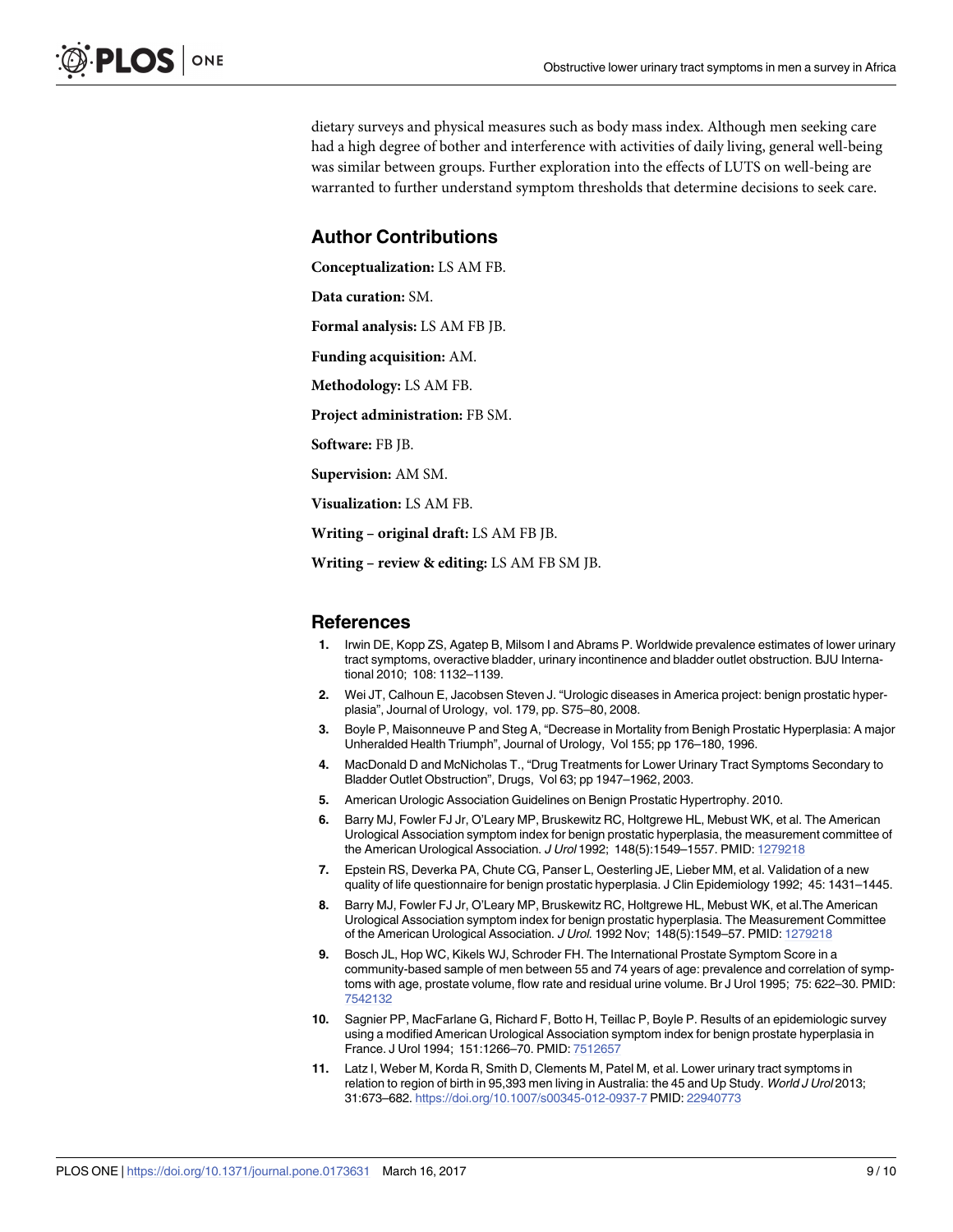dietary surveys and physical measures such as body mass index. Although men seeking care had a high degree of bother and interference with activities of daily living, general well-being was similar between groups. Further exploration into the effects of LUTS on well-being are warranted to further understand symptom thresholds that determine decisions to seek care.

## Author Contributions

**Conceptualization:** LS AM FB.

**Data curation:** SM.

**Formal analysis:** LS AM FB JB.

**Funding acquisition:** AM.

**Methodology:** LS AM FB.

**Project administration:** FB SM.

**Software:** FB JB.

**Supervision:** AM SM.

**Visualization:** LS AM FB.

**Writing – original draft:** LS AM FB JB.

**Writing – review & editing:** LS AM FB SM JB.

## References

1. Irwin DE, Kopp ZS, Agatep B, Milsom I and Abrams P. Worldwide prevalence estimates of lower urinary tract symptoms, overactive bladder, urinary incontinence and bladder outlet obstruction. BJU International 2010; 108: 1132–1139.
2. Wei JT, Calhoun E, Jacobsen Steven J. "Urologic diseases in America project: benign prostatic hyperplasia", Journal of Urology, vol. 179, pp. S75–80, 2008.
3. Boyle P, Maisonneuve P and Steg A, "Decrease in Mortality from Benigh Prostatic Hyperplasia: A major Unheralded Health Triumph", Journal of Urology, Vol 155; pp 176–180, 1996.
4. MacDonald D and McNicholas T., "Drug Treatments for Lower Urinary Tract Symptoms Secondary to Bladder Outlet Obstruction", Drugs, Vol 63; pp 1947–1962, 2003.
5. American Urologic Association Guidelines on Benign Prostatic Hypertrophy. 2010.
6. Barry MJ, Fowler FJ Jr, O'Leary MP, Bruskewitz RC, Holtgrewe HL, Mebust WK, et al. The American Urological Association symptom index for benign prostatic hyperplasia, the measurement committee of the American Urological Association. *J Urol* 1992; 148(5):1549–1557. PMID: 1279218
7. Epstein RS, Deverka PA, Chute CG, Panser L, Oesterling JE, Lieber MM, et al. Validation of a new quality of life questionnaire for benign prostatic hyperplasia. J Clin Epidemiology 1992; 45: 1431–1445.
8. Barry MJ, Fowler FJ Jr, O'Leary MP, Bruskewitz RC, Holtgrewe HL, Mebust WK, et al.The American Urological Association symptom index for benign prostatic hyperplasia. The Measurement Committee of the American Urological Association. *J Urol*. 1992 Nov; 148(5):1549–57. PMID: 1279218
9. Bosch JL, Hop WC, Kikels WJ, Schroder FH. The International Prostate Symptom Score in a community-based sample of men between 55 and 74 years of age: prevalence and correlation of symptoms with age, prostate volume, flow rate and residual urine volume. Br J Urol 1995; 75: 622–30. PMID: 7542132
10. Sagnier PP, MacFarlane G, Richard F, Botto H, Teillac P, Boyle P. Results of an epidemiologic survey using a modified American Urological Association symptom index for benign prostate hyperplasia in France. J Urol 1994; 151:1266–70. PMID: 7512657
11. Latz I, Weber M, Korda R, Smith D, Clements M, Patel M, et al. Lower urinary tract symptoms in relation to region of birth in 95,393 men living in Australia: the 45 and Up Study. *World J Urol* 2013; 31:673–682. https://doi.org/10.1007/s00345-012-0937-7 PMID: 22940773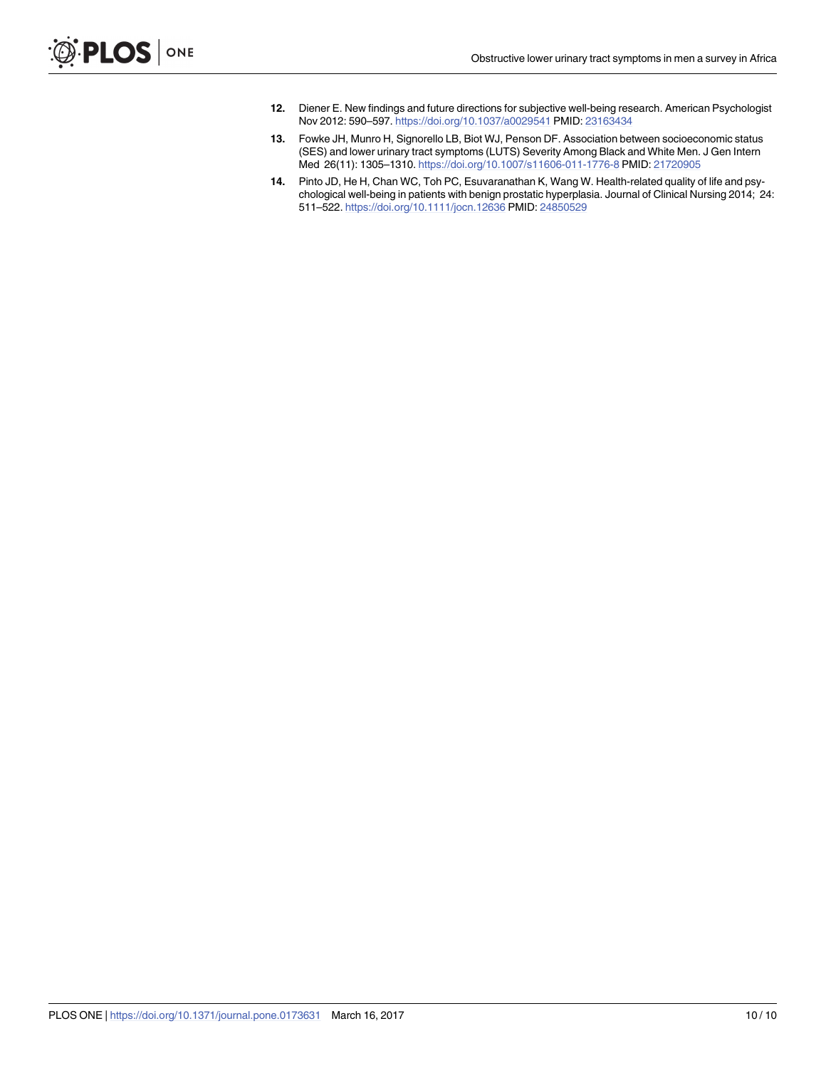12. Diener E. New findings and future directions for subjective well-being research. American Psychologist Nov 2012: 590–597. https://doi.org/10.1037/a0029541 PMID: 23163434

13. Fowke JH, Munro H, Signorello LB, Biot WJ, Penson DF. Association between socioeconomic status (SES) and lower urinary tract symptoms (LUTS) Severity Among Black and White Men. J Gen Intern Med 26(11): 1305–1310. https://doi.org/10.1007/s11606-011-1776-8 PMID: 21720905

14. Pinto JD, He H, Chan WC, Toh PC, Esuvaranathan K, Wang W. Health-related quality of life and psychological well-being in patients with benign prostatic hyperplasia. Journal of Clinical Nursing 2014; 24: 511–522. https://doi.org/10.1111/jocn.12636 PMID: 24850529